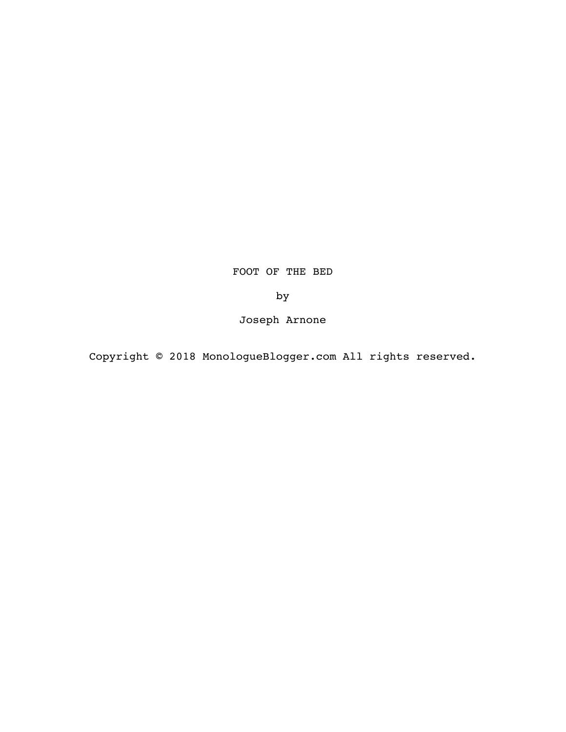# FOOT OF THE BED

by

Joseph Arnone

Copyright © 2018 MonologueBlogger.com All rights reserved.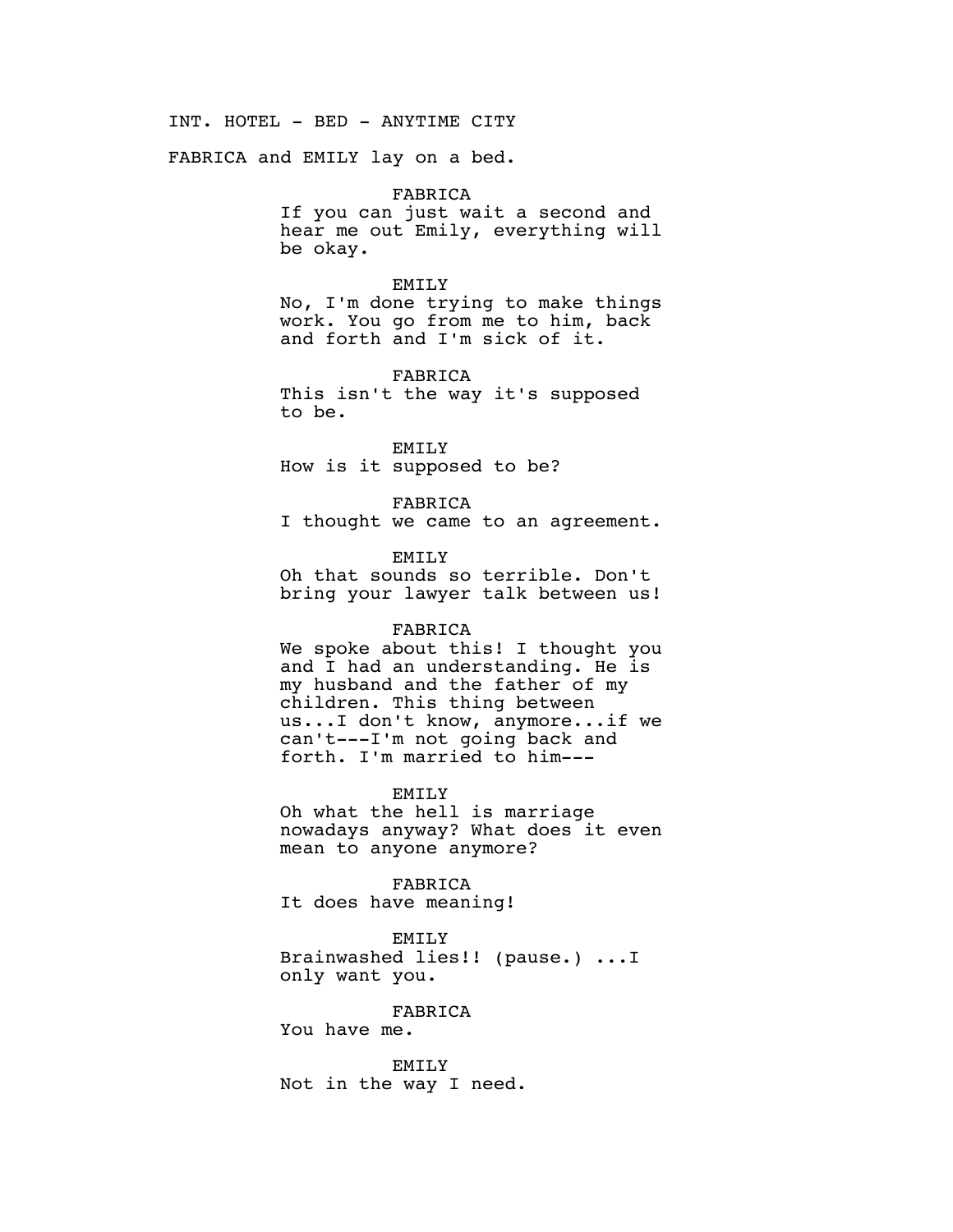INT. HOTEL - BED - ANYTIME CITY

FABRICA and EMILY lay on a bed.

FABRICA
If you can just wait a second and hear me out Emily, everything will be okay.

EMILY
No, I'm done trying to make things work. You go from me to him, back and forth and I'm sick of it.

FABRICA
This isn't the way it's supposed to be.

EMILY
How is it supposed to be?

FABRICA
I thought we came to an agreement.

EMILY
Oh that sounds so terrible. Don't bring your lawyer talk between us!

FABRICA
We spoke about this! I thought you and I had an understanding. He is my husband and the father of my children. This thing between us...I don't know, anymore...if we can't---I'm not going back and forth. I'm married to him---

EMILY
Oh what the hell is marriage nowadays anyway? What does it even mean to anyone anymore?

FABRICA
It does have meaning!

EMILY
Brainwashed lies!! (pause.) ...I only want you.

FABRICA
You have me.

EMILY
Not in the way I need.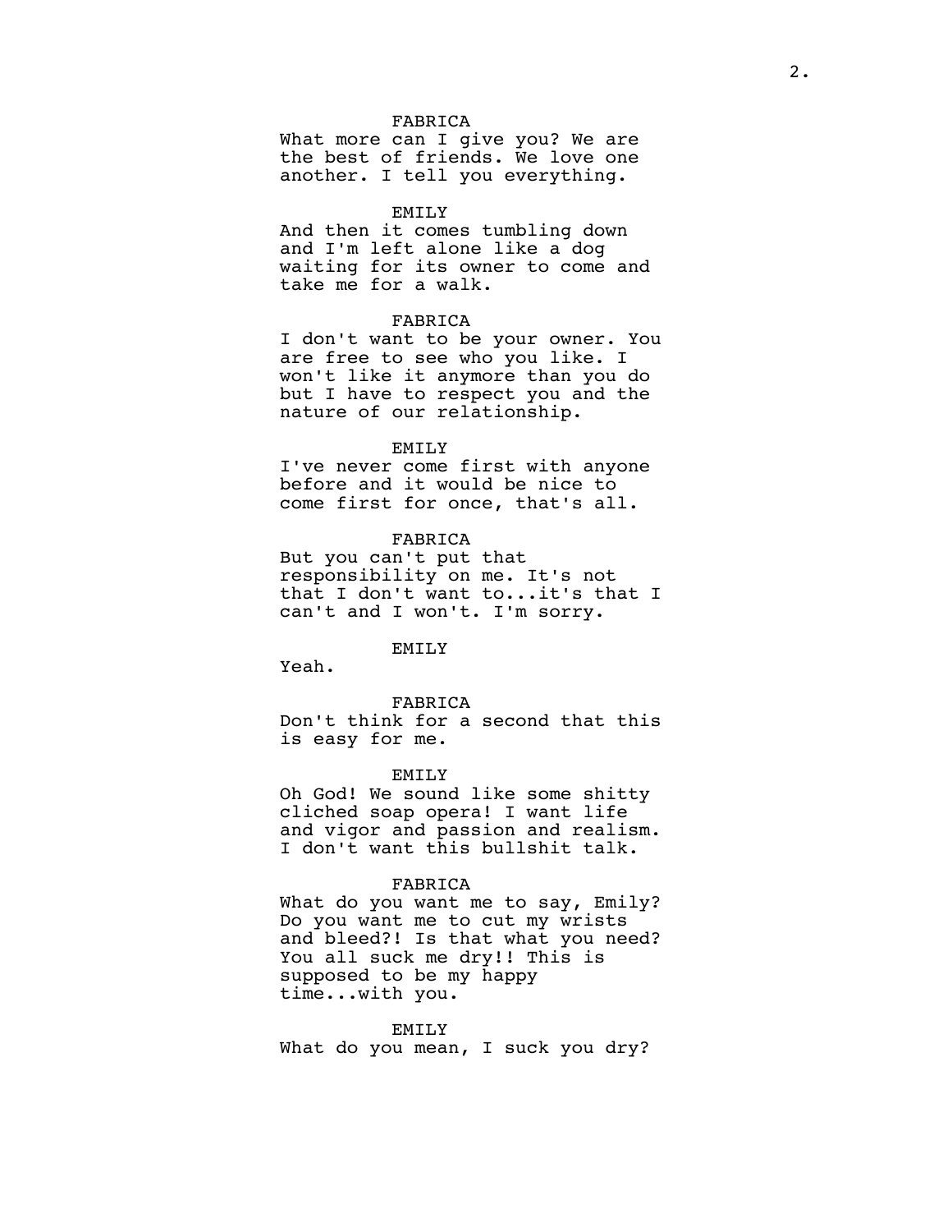FABRICA
What more can I give you? We are the best of friends. We love one another. I tell you everything.

EMILY
And then it comes tumbling down and I'm left alone like a dog waiting for its owner to come and take me for a walk.

FABRICA
I don't want to be your owner. You are free to see who you like. I won't like it anymore than you do but I have to respect you and the nature of our relationship.

EMILY
I've never come first with anyone before and it would be nice to come first for once, that's all.

FABRICA
But you can't put that responsibility on me. It's not that I don't want to...it's that I can't and I won't. I'm sorry.

EMILY
Yeah.

FABRICA
Don't think for a second that this is easy for me.

EMILY
Oh God! We sound like some shitty cliched soap opera! I want life and vigor and passion and realism. I don't want this bullshit talk.

FABRICA
What do you want me to say, Emily? Do you want me to cut my wrists and bleed?! Is that what you need? You all suck me dry!! This is supposed to be my happy time...with you.

EMILY
What do you mean, I suck you dry?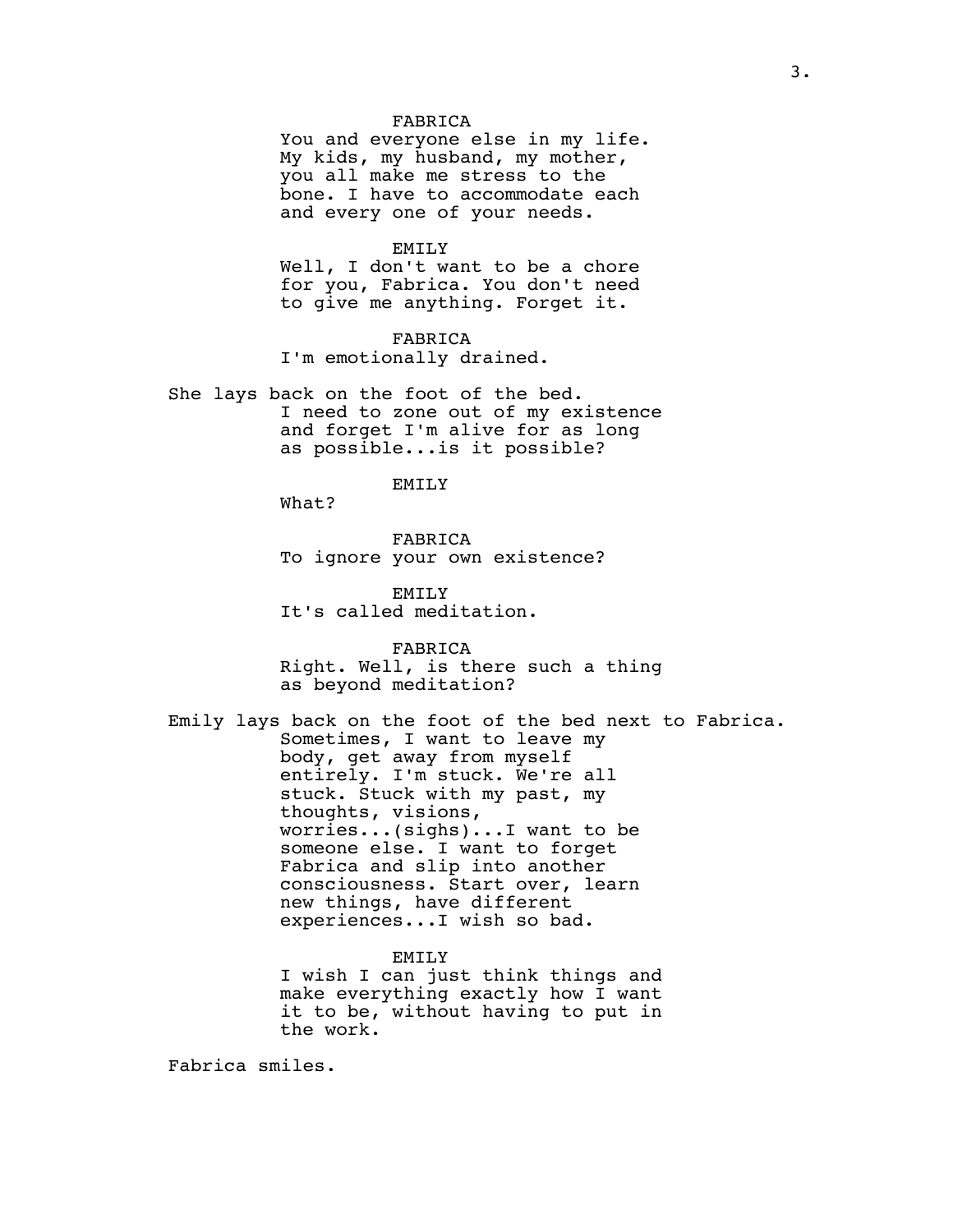FABRICA
You and everyone else in my life. My kids, my husband, my mother, you all make me stress to the bone. I have to accommodate each and every one of your needs.

EMILY
Well, I don't want to be a chore for you, Fabrica. You don't need to give me anything. Forget it.

FABRICA
I'm emotionally drained.

She lays back on the foot of the bed.
I need to zone out of my existence and forget I'm alive for as long as possible...is it possible?

EMILY
What?

FABRICA
To ignore your own existence?

EMILY
It's called meditation.

FABRICA
Right. Well, is there such a thing as beyond meditation?

Emily lays back on the foot of the bed next to Fabrica.
Sometimes, I want to leave my body, get away from myself entirely. I'm stuck. We're all stuck. Stuck with my past, my thoughts, visions, worries...(sighs)...I want to be someone else. I want to forget Fabrica and slip into another consciousness. Start over, learn new things, have different experiences...I wish so bad.

EMILY
I wish I can just think things and make everything exactly how I want it to be, without having to put in the work.

Fabrica smiles.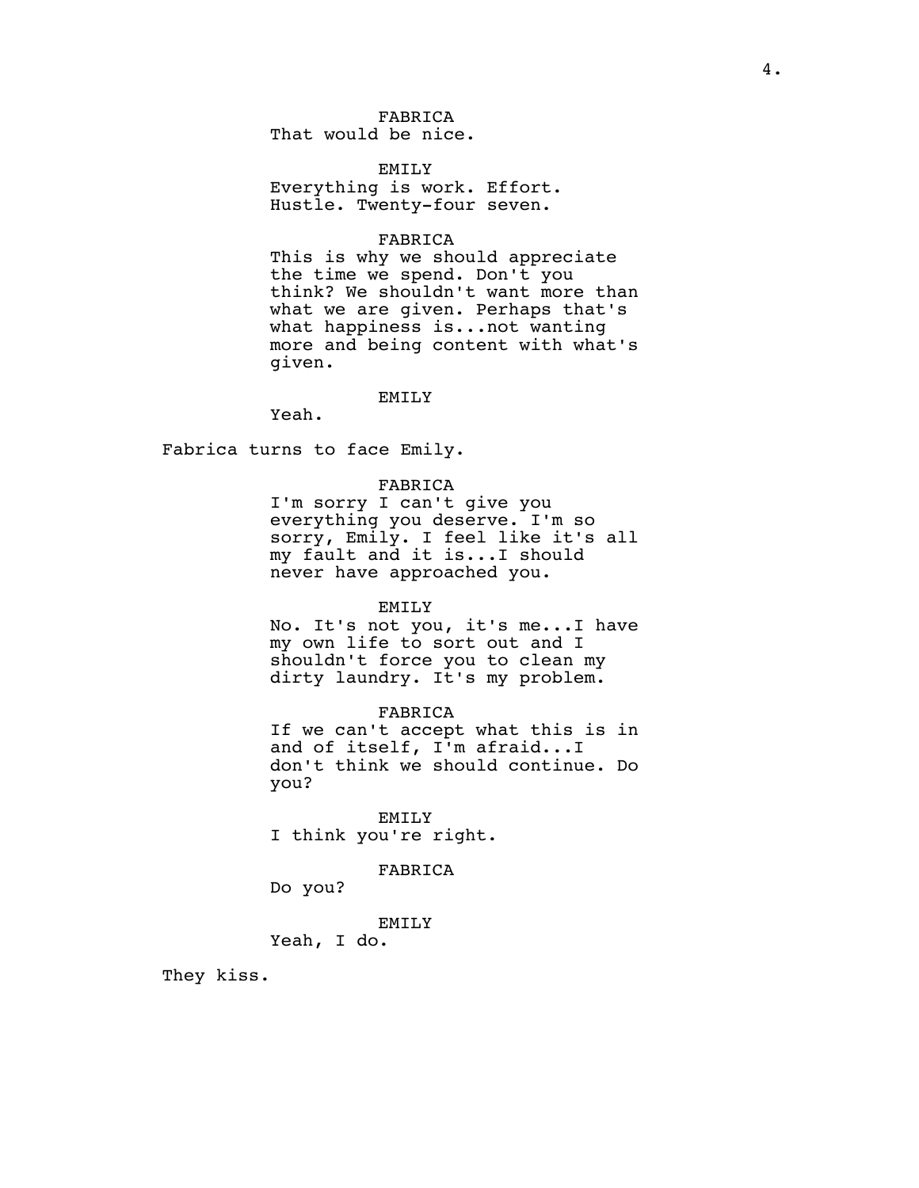FABRICA
That would be nice.

EMILY
Everything is work. Effort.
Hustle. Twenty-four seven.

FABRICA
This is why we should appreciate
the time we spend. Don't you
think? We shouldn't want more than
what we are given. Perhaps that's
what happiness is...not wanting
more and being content with what's
given.

EMILY
Yeah.

Fabrica turns to face Emily.

FABRICA
I'm sorry I can't give you
everything you deserve. I'm so
sorry, Emily. I feel like it's all
my fault and it is...I should
never have approached you.

EMILY
No. It's not you, it's me...I have
my own life to sort out and I
shouldn't force you to clean my
dirty laundry. It's my problem.

FABRICA
If we can't accept what this is in
and of itself, I'm afraid...I
don't think we should continue. Do
you?

EMILY
I think you're right.

FABRICA
Do you?

EMILY
Yeah, I do.

They kiss.